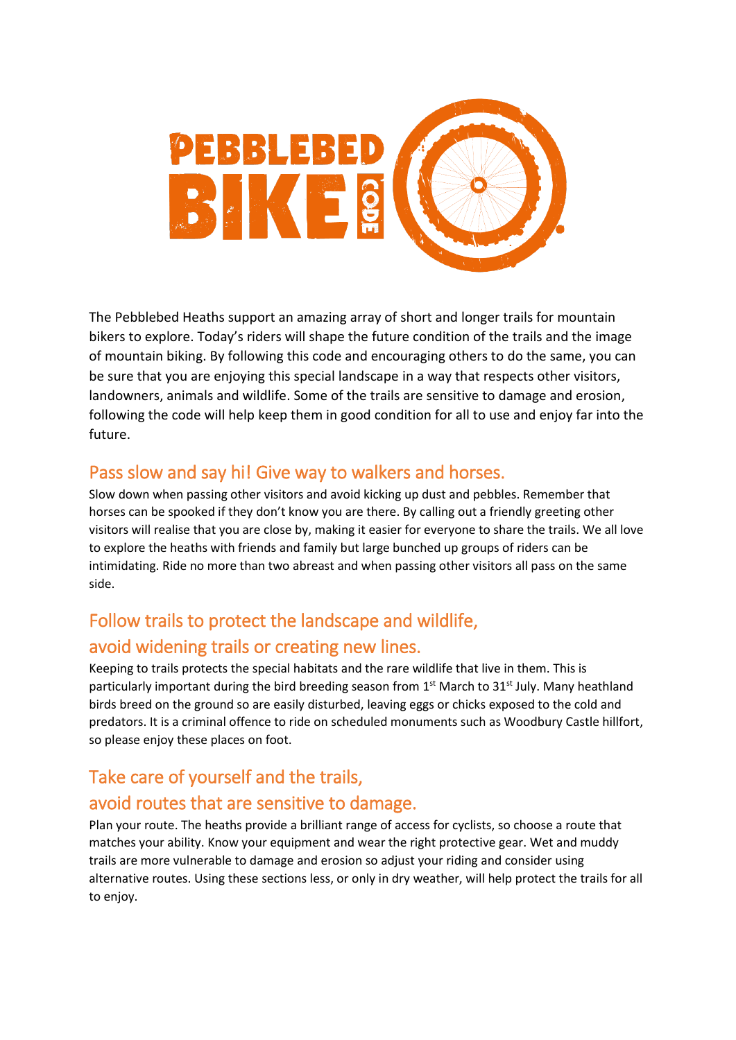# PEBBLEBED BIKE CODE

The Pebblebed Heaths support an amazing array of short and longer trails for mountain bikers to explore. Today's riders will shape the future condition of the trails and the image of mountain biking. By following this code and encouraging others to do the same, you can be sure that you are enjoying this special landscape in a way that respects other visitors, landowners, animals and wildlife. Some of the trails are sensitive to damage and erosion, following the code will help keep them in good condition for all to use and enjoy far into the future.

## Pass slow and say hi! Give way to walkers and horses.

Slow down when passing other visitors and avoid kicking up dust and pebbles. Remember that horses can be spooked if they don't know you are there. By calling out a friendly greeting other visitors will realise that you are close by, making it easier for everyone to share the trails. We all love to explore the heaths with friends and family but large bunched up groups of riders can be intimidating. Ride no more than two abreast and when passing other visitors all pass on the same side.

## Follow trails to protect the landscape and wildlife, avoid widening trails or creating new lines.

Keeping to trails protects the special habitats and the rare wildlife that live in them. This is particularly important during the bird breeding season from 1st March to 31st July. Many heathland birds breed on the ground so are easily disturbed, leaving eggs or chicks exposed to the cold and predators. It is a criminal offence to ride on scheduled monuments such as Woodbury Castle hillfort, so please enjoy these places on foot.

## Take care of yourself and the trails, avoid routes that are sensitive to damage.

Plan your route. The heaths provide a brilliant range of access for cyclists, so choose a route that matches your ability. Know your equipment and wear the right protective gear. Wet and muddy trails are more vulnerable to damage and erosion so adjust your riding and consider using alternative routes. Using these sections less, or only in dry weather, will help protect the trails for all to enjoy.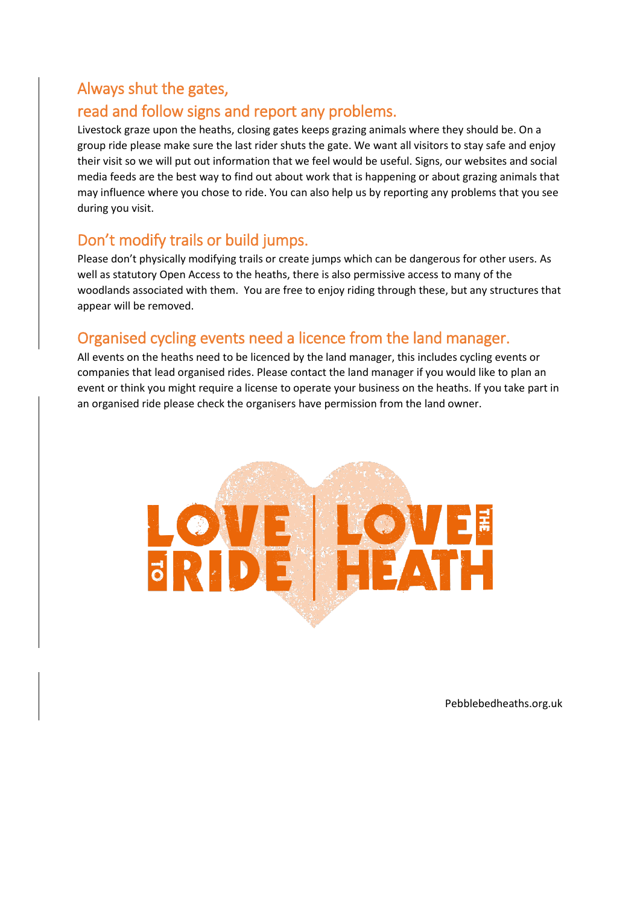## Always shut the gates, read and follow signs and report any problems.

Livestock graze upon the heaths, closing gates keeps grazing animals where they should be. On a group ride please make sure the last rider shuts the gate. We want all visitors to stay safe and enjoy their visit so we will put out information that we feel would be useful. Signs, our websites and social media feeds are the best way to find out about work that is happening or about grazing animals that may influence where you chose to ride. You can also help us by reporting any problems that you see during you visit.

## Don't modify trails or build jumps.

Please don't physically modifying trails or create jumps which can be dangerous for other users. As well as statutory Open Access to the heaths, there is also permissive access to many of the woodlands associated with them. You are free to enjoy riding through these, but any structures that appear will be removed.

## Organised cycling events need a licence from the land manager.

All events on the heaths need to be licenced by the land manager, this includes cycling events or companies that lead organised rides. Please contact the land manager if you would like to plan an event or think you might require a license to operate your business on the heaths. If you take part in an organised ride please check the organisers have permission from the land owner.

LOVE TO RIDE | LOVE THE HEATH

Pebblebedheaths.org.uk